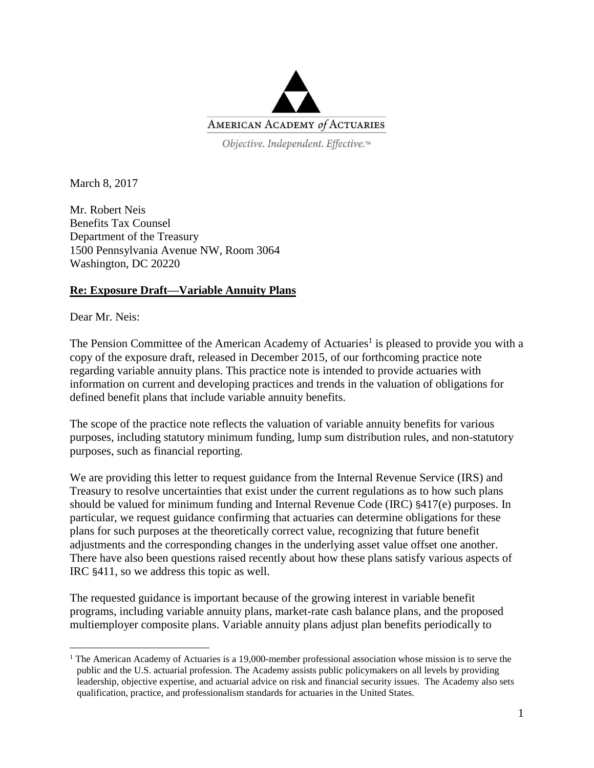AMERICAN ACADEMY *of* ACTUARIES

*Objective. Independent. Effective.™*

March 8, 2017

Mr. Robert Neis
Benefits Tax Counsel
Department of the Treasury
1500 Pennsylvania Avenue NW, Room 3064
Washington, DC 20220

**Re: Exposure Draft—Variable Annuity Plans**

Dear Mr. Neis:

The Pension Committee of the American Academy of Actuaries[1] is pleased to provide you with a copy of the exposure draft, released in December 2015, of our forthcoming practice note regarding variable annuity plans. This practice note is intended to provide actuaries with information on current and developing practices and trends in the valuation of obligations for defined benefit plans that include variable annuity benefits.

The scope of the practice note reflects the valuation of variable annuity benefits for various purposes, including statutory minimum funding, lump sum distribution rules, and non-statutory purposes, such as financial reporting.

We are providing this letter to request guidance from the Internal Revenue Service (IRS) and Treasury to resolve uncertainties that exist under the current regulations as to how such plans should be valued for minimum funding and Internal Revenue Code (IRC) §417(e) purposes. In particular, we request guidance confirming that actuaries can determine obligations for these plans for such purposes at the theoretically correct value, recognizing that future benefit adjustments and the corresponding changes in the underlying asset value offset one another. There have also been questions raised recently about how these plans satisfy various aspects of IRC §411, so we address this topic as well.

The requested guidance is important because of the growing interest in variable benefit programs, including variable annuity plans, market-rate cash balance plans, and the proposed multiemployer composite plans. Variable annuity plans adjust plan benefits periodically to

[1] The American Academy of Actuaries is a 19,000-member professional association whose mission is to serve the public and the U.S. actuarial profession. The Academy assists public policymakers on all levels by providing leadership, objective expertise, and actuarial advice on risk and financial security issues. The Academy also sets qualification, practice, and professionalism standards for actuaries in the United States.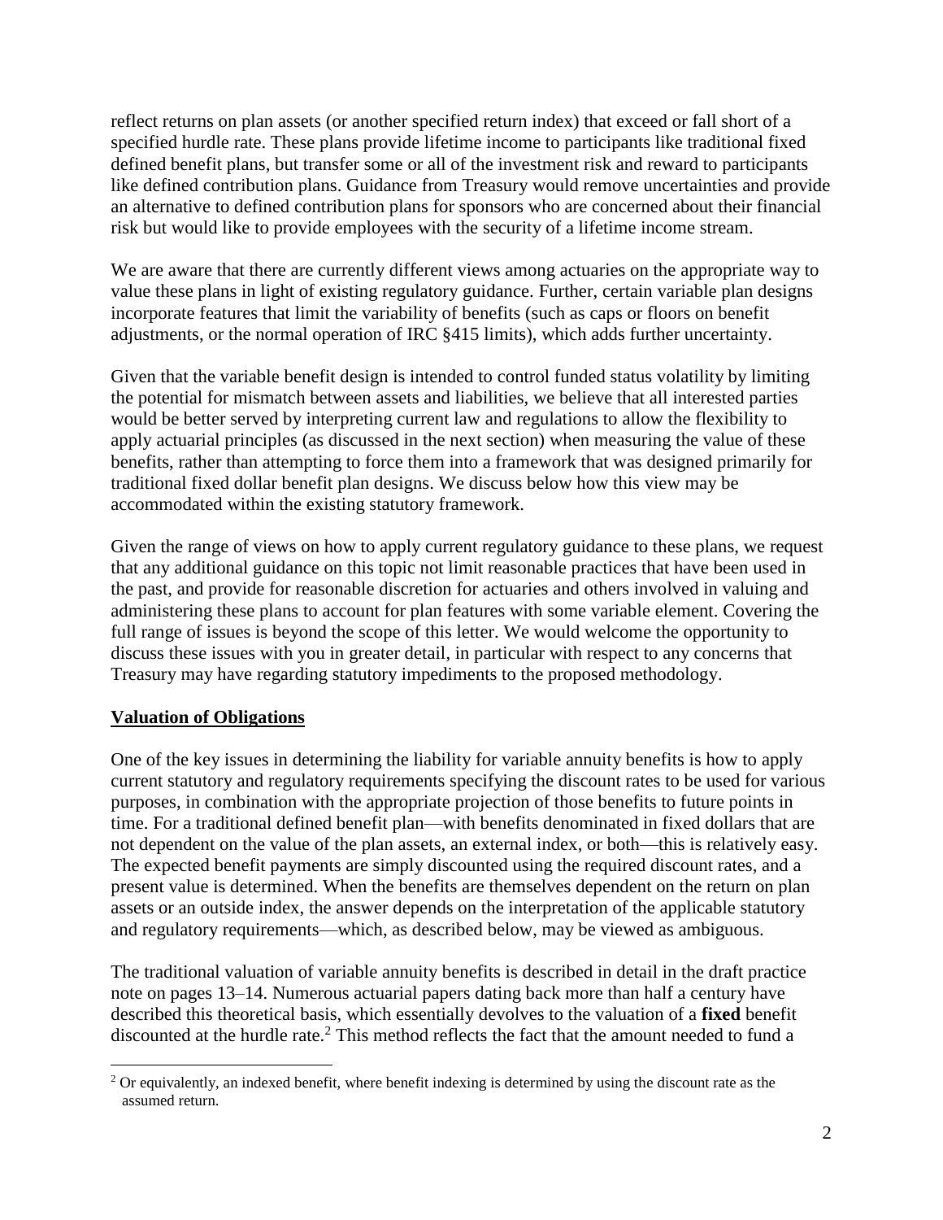reflect returns on plan assets (or another specified return index) that exceed or fall short of a specified hurdle rate. These plans provide lifetime income to participants like traditional fixed defined benefit plans, but transfer some or all of the investment risk and reward to participants like defined contribution plans. Guidance from Treasury would remove uncertainties and provide an alternative to defined contribution plans for sponsors who are concerned about their financial risk but would like to provide employees with the security of a lifetime income stream.

We are aware that there are currently different views among actuaries on the appropriate way to value these plans in light of existing regulatory guidance. Further, certain variable plan designs incorporate features that limit the variability of benefits (such as caps or floors on benefit adjustments, or the normal operation of IRC §415 limits), which adds further uncertainty.

Given that the variable benefit design is intended to control funded status volatility by limiting the potential for mismatch between assets and liabilities, we believe that all interested parties would be better served by interpreting current law and regulations to allow the flexibility to apply actuarial principles (as discussed in the next section) when measuring the value of these benefits, rather than attempting to force them into a framework that was designed primarily for traditional fixed dollar benefit plan designs. We discuss below how this view may be accommodated within the existing statutory framework.

Given the range of views on how to apply current regulatory guidance to these plans, we request that any additional guidance on this topic not limit reasonable practices that have been used in the past, and provide for reasonable discretion for actuaries and others involved in valuing and administering these plans to account for plan features with some variable element. Covering the full range of issues is beyond the scope of this letter. We would welcome the opportunity to discuss these issues with you in greater detail, in particular with respect to any concerns that Treasury may have regarding statutory impediments to the proposed methodology.

## Valuation of Obligations

One of the key issues in determining the liability for variable annuity benefits is how to apply current statutory and regulatory requirements specifying the discount rates to be used for various purposes, in combination with the appropriate projection of those benefits to future points in time. For a traditional defined benefit plan—with benefits denominated in fixed dollars that are not dependent on the value of the plan assets, an external index, or both—this is relatively easy. The expected benefit payments are simply discounted using the required discount rates, and a present value is determined. When the benefits are themselves dependent on the return on plan assets or an outside index, the answer depends on the interpretation of the applicable statutory and regulatory requirements—which, as described below, may be viewed as ambiguous.

The traditional valuation of variable annuity benefits is described in detail in the draft practice note on pages 13–14. Numerous actuarial papers dating back more than half a century have described this theoretical basis, which essentially devolves to the valuation of a **fixed** benefit discounted at the hurdle rate.[2] This method reflects the fact that the amount needed to fund a

[2] Or equivalently, an indexed benefit, where benefit indexing is determined by using the discount rate as the assumed return.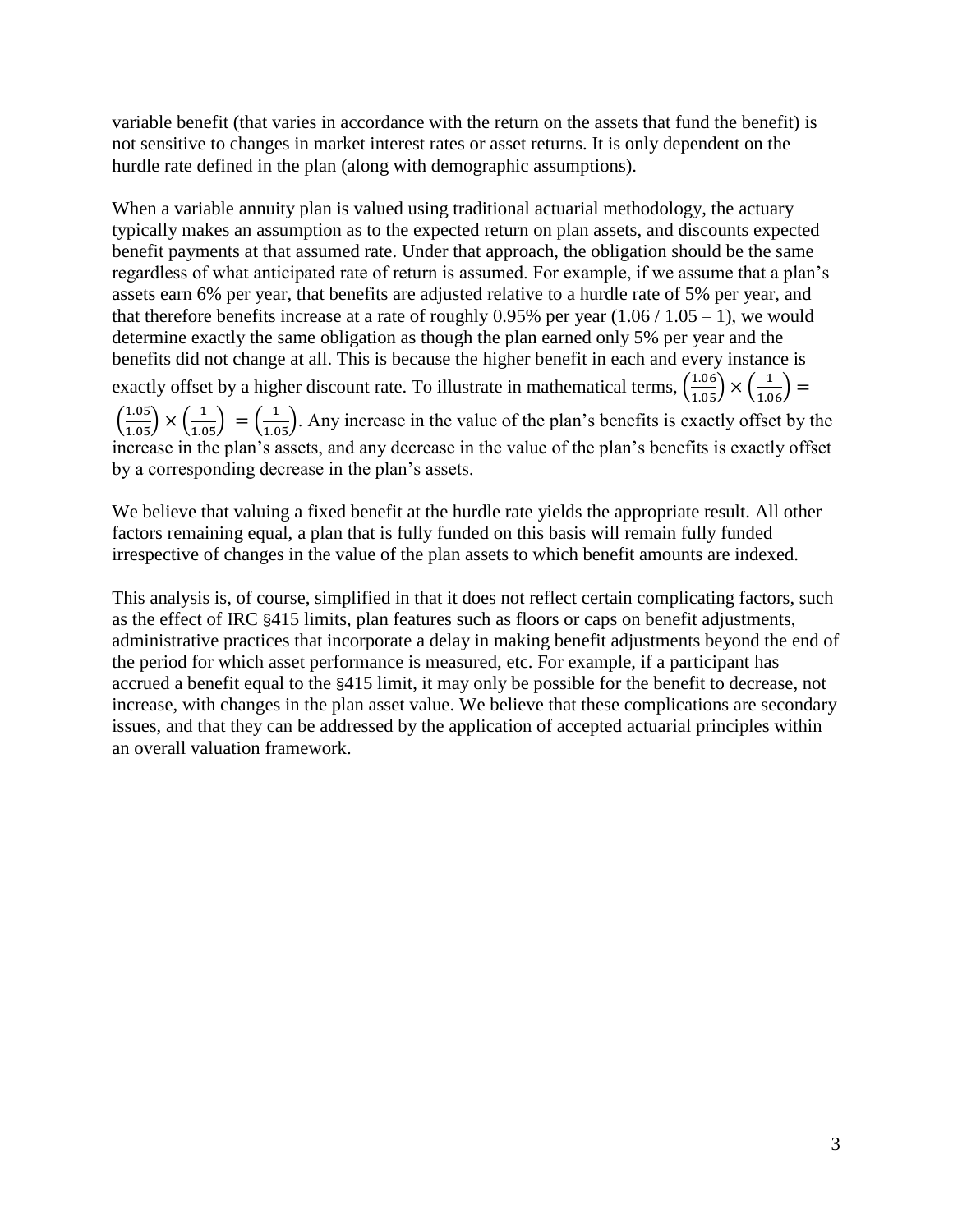variable benefit (that varies in accordance with the return on the assets that fund the benefit) is not sensitive to changes in market interest rates or asset returns. It is only dependent on the hurdle rate defined in the plan (along with demographic assumptions).

When a variable annuity plan is valued using traditional actuarial methodology, the actuary typically makes an assumption as to the expected return on plan assets, and discounts expected benefit payments at that assumed rate. Under that approach, the obligation should be the same regardless of what anticipated rate of return is assumed. For example, if we assume that a plan's assets earn 6% per year, that benefits are adjusted relative to a hurdle rate of 5% per year, and that therefore benefits increase at a rate of roughly 0.95% per year (1.06 / 1.05 – 1), we would determine exactly the same obligation as though the plan earned only 5% per year and the benefits did not change at all. This is because the higher benefit in each and every instance is exactly offset by a higher discount rate. To illustrate in mathematical terms, $\left(\frac{1.06}{1.05}\right) \times \left(\frac{1}{1.06}\right) = \left(\frac{1.05}{1.05}\right) \times \left(\frac{1}{1.05}\right) = \left(\frac{1}{1.05}\right)$. Any increase in the value of the plan's benefits is exactly offset by the increase in the plan's assets, and any decrease in the value of the plan's benefits is exactly offset by a corresponding decrease in the plan's assets.

We believe that valuing a fixed benefit at the hurdle rate yields the appropriate result. All other factors remaining equal, a plan that is fully funded on this basis will remain fully funded irrespective of changes in the value of the plan assets to which benefit amounts are indexed.

This analysis is, of course, simplified in that it does not reflect certain complicating factors, such as the effect of IRC §415 limits, plan features such as floors or caps on benefit adjustments, administrative practices that incorporate a delay in making benefit adjustments beyond the end of the period for which asset performance is measured, etc. For example, if a participant has accrued a benefit equal to the §415 limit, it may only be possible for the benefit to decrease, not increase, with changes in the plan asset value. We believe that these complications are secondary issues, and that they can be addressed by the application of accepted actuarial principles within an overall valuation framework.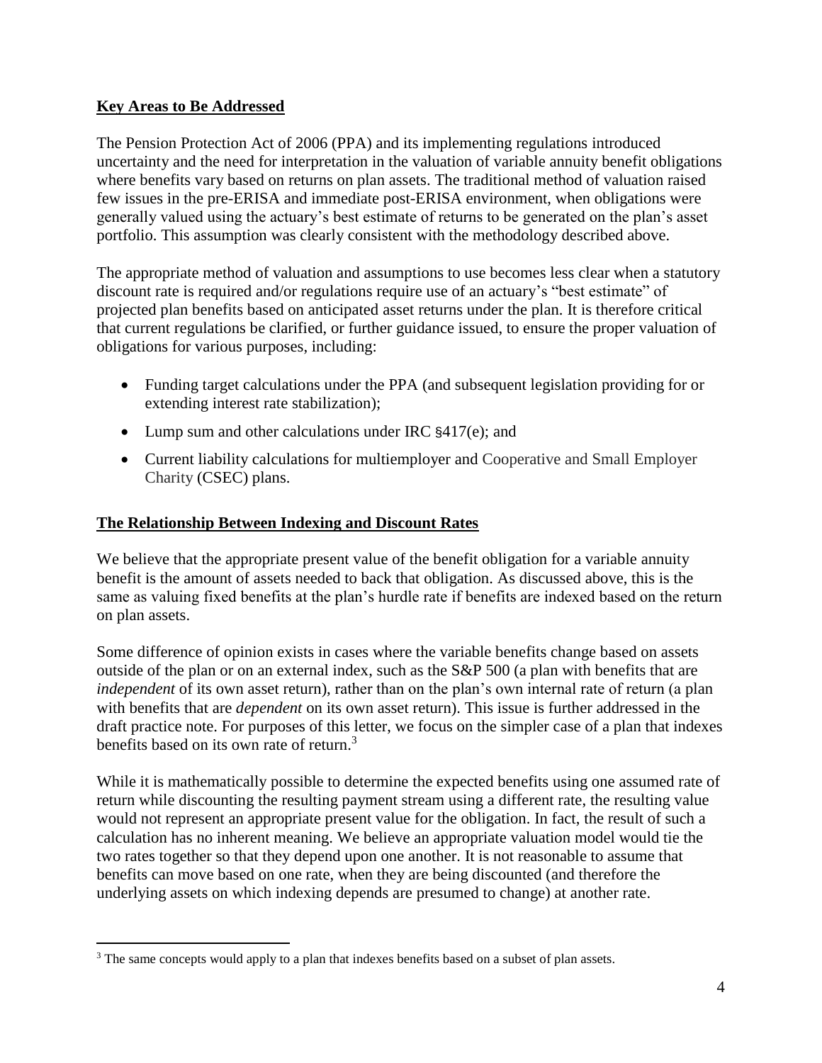## **Key Areas to Be Addressed**

The Pension Protection Act of 2006 (PPA) and its implementing regulations introduced uncertainty and the need for interpretation in the valuation of variable annuity benefit obligations where benefits vary based on returns on plan assets. The traditional method of valuation raised few issues in the pre-ERISA and immediate post-ERISA environment, when obligations were generally valued using the actuary's best estimate of returns to be generated on the plan's asset portfolio. This assumption was clearly consistent with the methodology described above.

The appropriate method of valuation and assumptions to use becomes less clear when a statutory discount rate is required and/or regulations require use of an actuary's "best estimate" of projected plan benefits based on anticipated asset returns under the plan. It is therefore critical that current regulations be clarified, or further guidance issued, to ensure the proper valuation of obligations for various purposes, including:

- Funding target calculations under the PPA (and subsequent legislation providing for or extending interest rate stabilization);
- Lump sum and other calculations under IRC §417(e); and
- Current liability calculations for multiemployer and Cooperative and Small Employer Charity (CSEC) plans.

## **The Relationship Between Indexing and Discount Rates**

We believe that the appropriate present value of the benefit obligation for a variable annuity benefit is the amount of assets needed to back that obligation. As discussed above, this is the same as valuing fixed benefits at the plan's hurdle rate if benefits are indexed based on the return on plan assets.

Some difference of opinion exists in cases where the variable benefits change based on assets outside of the plan or on an external index, such as the S&P 500 (a plan with benefits that are *independent* of its own asset return), rather than on the plan's own internal rate of return (a plan with benefits that are *dependent* on its own asset return). This issue is further addressed in the draft practice note. For purposes of this letter, we focus on the simpler case of a plan that indexes benefits based on its own rate of return.[3]

While it is mathematically possible to determine the expected benefits using one assumed rate of return while discounting the resulting payment stream using a different rate, the resulting value would not represent an appropriate present value for the obligation. In fact, the result of such a calculation has no inherent meaning. We believe an appropriate valuation model would tie the two rates together so that they depend upon one another. It is not reasonable to assume that benefits can move based on one rate, when they are being discounted (and therefore the underlying assets on which indexing depends are presumed to change) at another rate.

---

[3] The same concepts would apply to a plan that indexes benefits based on a subset of plan assets.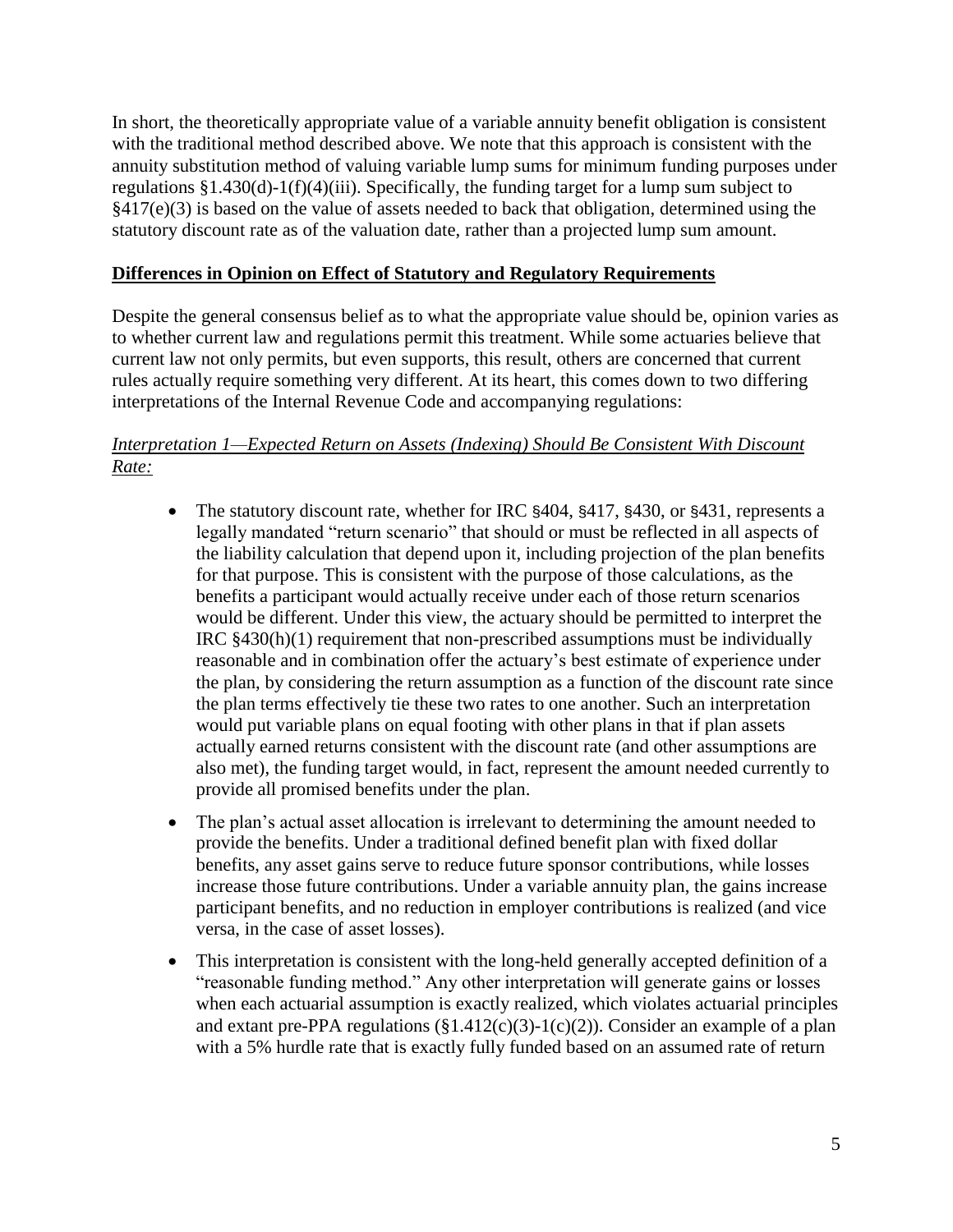In short, the theoretically appropriate value of a variable annuity benefit obligation is consistent with the traditional method described above. We note that this approach is consistent with the annuity substitution method of valuing variable lump sums for minimum funding purposes under regulations §1.430(d)-1(f)(4)(iii). Specifically, the funding target for a lump sum subject to §417(e)(3) is based on the value of assets needed to back that obligation, determined using the statutory discount rate as of the valuation date, rather than a projected lump sum amount.

## Differences in Opinion on Effect of Statutory and Regulatory Requirements

Despite the general consensus belief as to what the appropriate value should be, opinion varies as to whether current law and regulations permit this treatment. While some actuaries believe that current law not only permits, but even supports, this result, others are concerned that current rules actually require something very different. At its heart, this comes down to two differing interpretations of the Internal Revenue Code and accompanying regulations:

### *Interpretation 1—Expected Return on Assets (Indexing) Should Be Consistent With Discount Rate:*

- The statutory discount rate, whether for IRC §404, §417, §430, or §431, represents a legally mandated "return scenario" that should or must be reflected in all aspects of the liability calculation that depend upon it, including projection of the plan benefits for that purpose. This is consistent with the purpose of those calculations, as the benefits a participant would actually receive under each of those return scenarios would be different. Under this view, the actuary should be permitted to interpret the IRC §430(h)(1) requirement that non-prescribed assumptions must be individually reasonable and in combination offer the actuary's best estimate of experience under the plan, by considering the return assumption as a function of the discount rate since the plan terms effectively tie these two rates to one another. Such an interpretation would put variable plans on equal footing with other plans in that if plan assets actually earned returns consistent with the discount rate (and other assumptions are also met), the funding target would, in fact, represent the amount needed currently to provide all promised benefits under the plan.
- The plan's actual asset allocation is irrelevant to determining the amount needed to provide the benefits. Under a traditional defined benefit plan with fixed dollar benefits, any asset gains serve to reduce future sponsor contributions, while losses increase those future contributions. Under a variable annuity plan, the gains increase participant benefits, and no reduction in employer contributions is realized (and vice versa, in the case of asset losses).
- This interpretation is consistent with the long-held generally accepted definition of a "reasonable funding method." Any other interpretation will generate gains or losses when each actuarial assumption is exactly realized, which violates actuarial principles and extant pre-PPA regulations (§1.412(c)(3)-1(c)(2)). Consider an example of a plan with a 5% hurdle rate that is exactly fully funded based on an assumed rate of return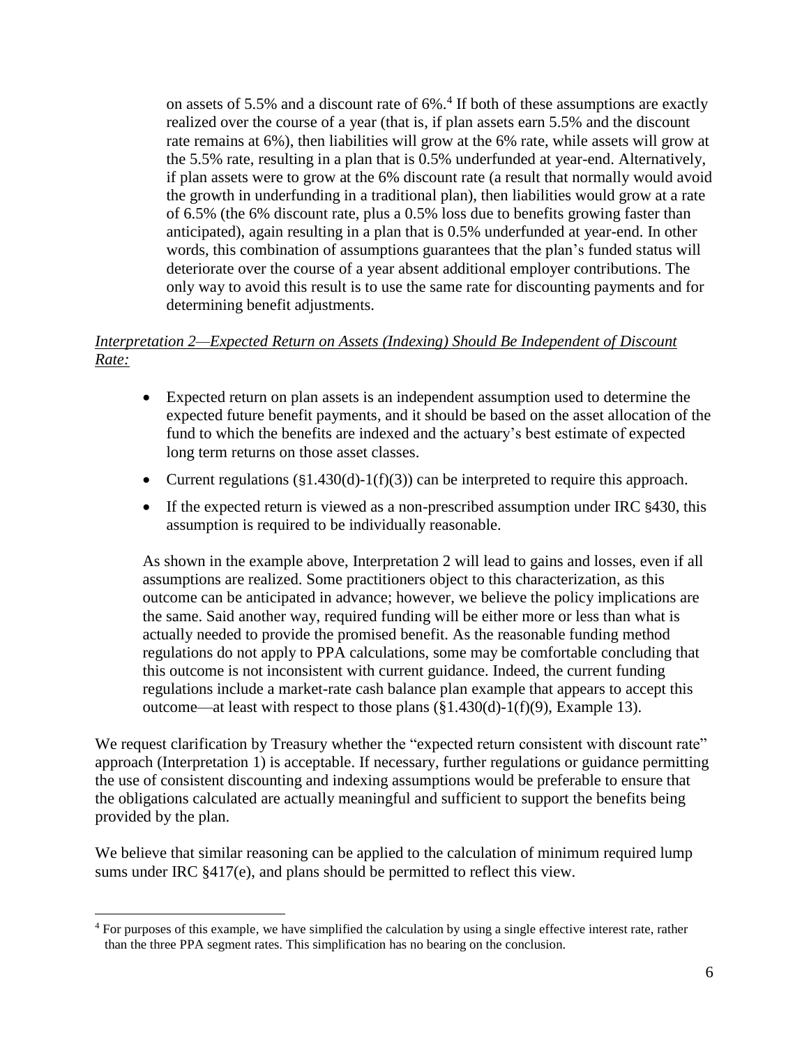on assets of 5.5% and a discount rate of 6%.[4] If both of these assumptions are exactly realized over the course of a year (that is, if plan assets earn 5.5% and the discount rate remains at 6%), then liabilities will grow at the 6% rate, while assets will grow at the 5.5% rate, resulting in a plan that is 0.5% underfunded at year-end. Alternatively, if plan assets were to grow at the 6% discount rate (a result that normally would avoid the growth in underfunding in a traditional plan), then liabilities would grow at a rate of 6.5% (the 6% discount rate, plus a 0.5% loss due to benefits growing faster than anticipated), again resulting in a plan that is 0.5% underfunded at year-end. In other words, this combination of assumptions guarantees that the plan's funded status will deteriorate over the course of a year absent additional employer contributions. The only way to avoid this result is to use the same rate for discounting payments and for determining benefit adjustments.

*Interpretation 2—Expected Return on Assets (Indexing) Should Be Independent of Discount Rate:*

- Expected return on plan assets is an independent assumption used to determine the expected future benefit payments, and it should be based on the asset allocation of the fund to which the benefits are indexed and the actuary's best estimate of expected long term returns on those asset classes.
- Current regulations (§1.430(d)-1(f)(3)) can be interpreted to require this approach.
- If the expected return is viewed as a non-prescribed assumption under IRC §430, this assumption is required to be individually reasonable.

As shown in the example above, Interpretation 2 will lead to gains and losses, even if all assumptions are realized. Some practitioners object to this characterization, as this outcome can be anticipated in advance; however, we believe the policy implications are the same. Said another way, required funding will be either more or less than what is actually needed to provide the promised benefit. As the reasonable funding method regulations do not apply to PPA calculations, some may be comfortable concluding that this outcome is not inconsistent with current guidance. Indeed, the current funding regulations include a market-rate cash balance plan example that appears to accept this outcome—at least with respect to those plans (§1.430(d)-1(f)(9), Example 13).

We request clarification by Treasury whether the "expected return consistent with discount rate" approach (Interpretation 1) is acceptable. If necessary, further regulations or guidance permitting the use of consistent discounting and indexing assumptions would be preferable to ensure that the obligations calculated are actually meaningful and sufficient to support the benefits being provided by the plan.

We believe that similar reasoning can be applied to the calculation of minimum required lump sums under IRC §417(e), and plans should be permitted to reflect this view.

[4] For purposes of this example, we have simplified the calculation by using a single effective interest rate, rather than the three PPA segment rates. This simplification has no bearing on the conclusion.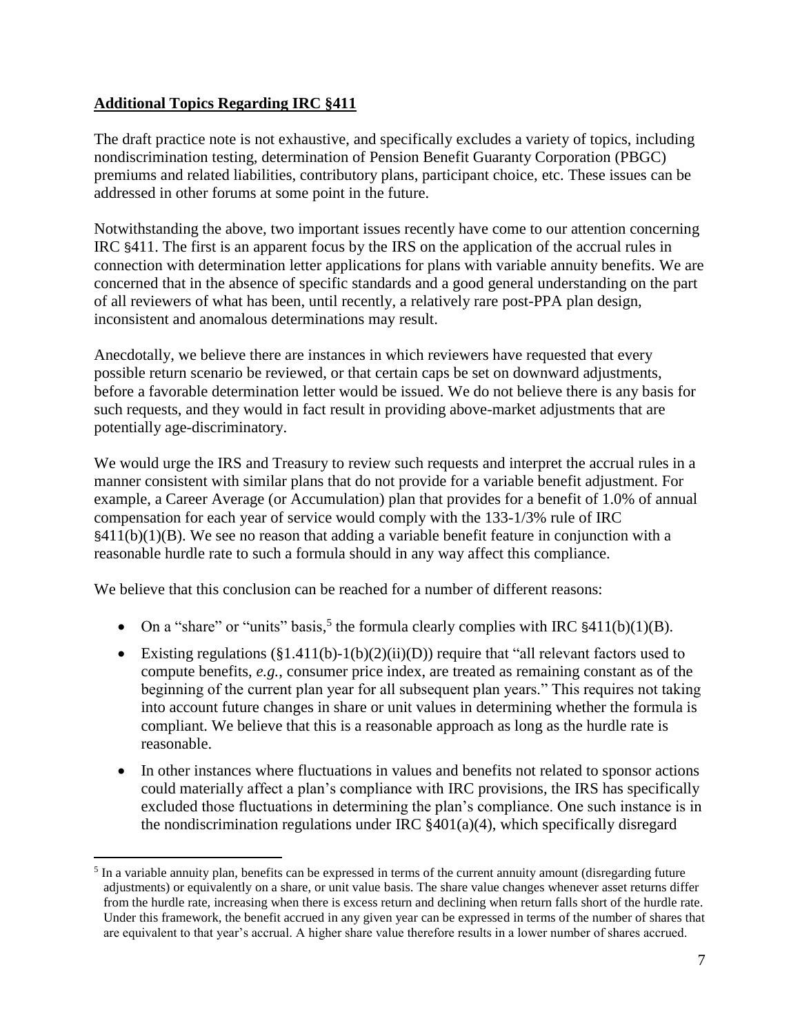## **Additional Topics Regarding IRC §411**

The draft practice note is not exhaustive, and specifically excludes a variety of topics, including nondiscrimination testing, determination of Pension Benefit Guaranty Corporation (PBGC) premiums and related liabilities, contributory plans, participant choice, etc. These issues can be addressed in other forums at some point in the future.

Notwithstanding the above, two important issues recently have come to our attention concerning IRC §411. The first is an apparent focus by the IRS on the application of the accrual rules in connection with determination letter applications for plans with variable annuity benefits. We are concerned that in the absence of specific standards and a good general understanding on the part of all reviewers of what has been, until recently, a relatively rare post-PPA plan design, inconsistent and anomalous determinations may result.

Anecdotally, we believe there are instances in which reviewers have requested that every possible return scenario be reviewed, or that certain caps be set on downward adjustments, before a favorable determination letter would be issued. We do not believe there is any basis for such requests, and they would in fact result in providing above-market adjustments that are potentially age-discriminatory.

We would urge the IRS and Treasury to review such requests and interpret the accrual rules in a manner consistent with similar plans that do not provide for a variable benefit adjustment. For example, a Career Average (or Accumulation) plan that provides for a benefit of 1.0% of annual compensation for each year of service would comply with the 133-1/3% rule of IRC §411(b)(1)(B). We see no reason that adding a variable benefit feature in conjunction with a reasonable hurdle rate to such a formula should in any way affect this compliance.

We believe that this conclusion can be reached for a number of different reasons:

- On a "share" or "units" basis,[5] the formula clearly complies with IRC §411(b)(1)(B).
- Existing regulations (§1.411(b)-1(b)(2)(ii)(D)) require that "all relevant factors used to compute benefits, *e.g.*, consumer price index, are treated as remaining constant as of the beginning of the current plan year for all subsequent plan years." This requires not taking into account future changes in share or unit values in determining whether the formula is compliant. We believe that this is a reasonable approach as long as the hurdle rate is reasonable.
- In other instances where fluctuations in values and benefits not related to sponsor actions could materially affect a plan's compliance with IRC provisions, the IRS has specifically excluded those fluctuations in determining the plan's compliance. One such instance is in the nondiscrimination regulations under IRC §401(a)(4), which specifically disregard

[5] In a variable annuity plan, benefits can be expressed in terms of the current annuity amount (disregarding future adjustments) or equivalently on a share, or unit value basis. The share value changes whenever asset returns differ from the hurdle rate, increasing when there is excess return and declining when return falls short of the hurdle rate. Under this framework, the benefit accrued in any given year can be expressed in terms of the number of shares that are equivalent to that year's accrual. A higher share value therefore results in a lower number of shares accrued.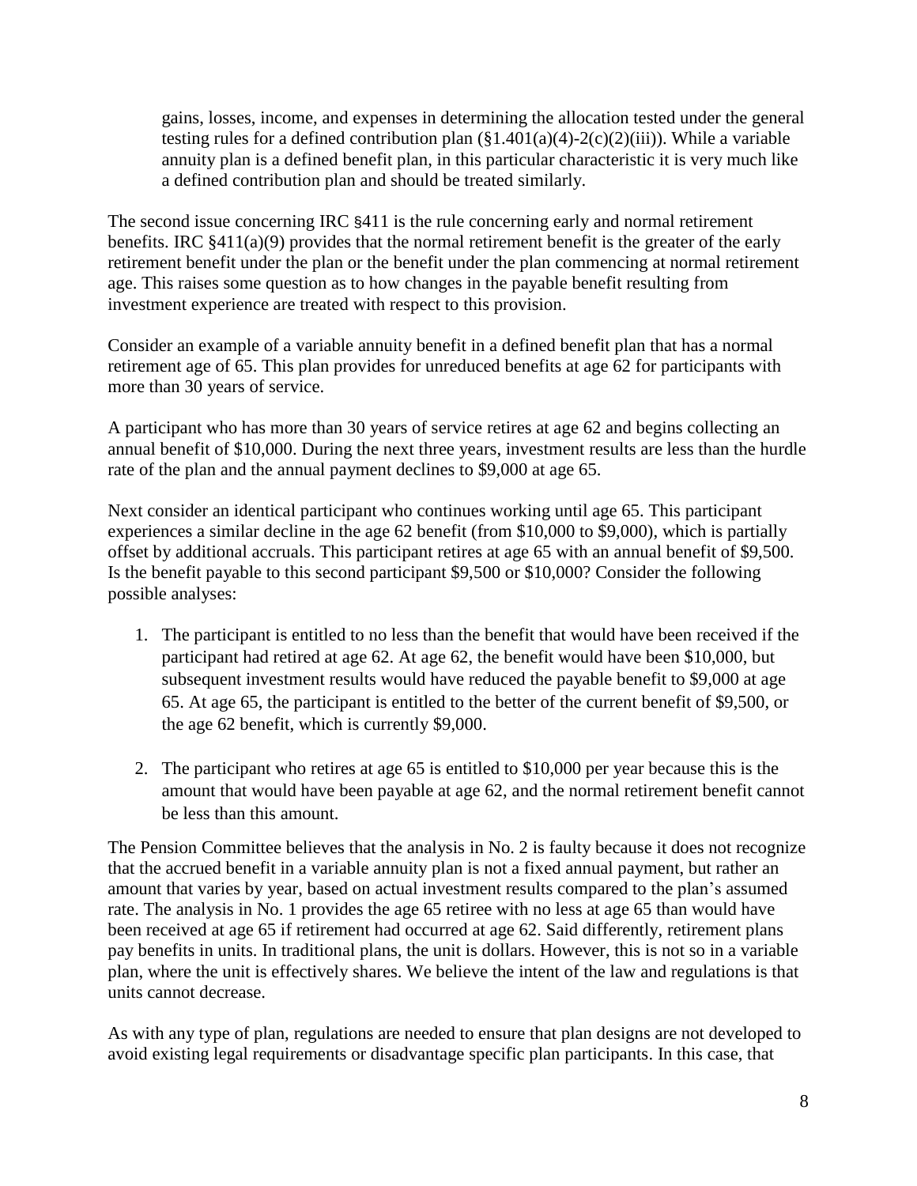gains, losses, income, and expenses in determining the allocation tested under the general testing rules for a defined contribution plan (§1.401(a)(4)-2(c)(2)(iii)). While a variable annuity plan is a defined benefit plan, in this particular characteristic it is very much like a defined contribution plan and should be treated similarly.

The second issue concerning IRC §411 is the rule concerning early and normal retirement benefits. IRC §411(a)(9) provides that the normal retirement benefit is the greater of the early retirement benefit under the plan or the benefit under the plan commencing at normal retirement age. This raises some question as to how changes in the payable benefit resulting from investment experience are treated with respect to this provision.

Consider an example of a variable annuity benefit in a defined benefit plan that has a normal retirement age of 65. This plan provides for unreduced benefits at age 62 for participants with more than 30 years of service.

A participant who has more than 30 years of service retires at age 62 and begins collecting an annual benefit of $10,000. During the next three years, investment results are less than the hurdle rate of the plan and the annual payment declines to $9,000 at age 65.

Next consider an identical participant who continues working until age 65. This participant experiences a similar decline in the age 62 benefit (from $10,000 to $9,000), which is partially offset by additional accruals. This participant retires at age 65 with an annual benefit of $9,500. Is the benefit payable to this second participant $9,500 or $10,000? Consider the following possible analyses:

1. The participant is entitled to no less than the benefit that would have been received if the participant had retired at age 62. At age 62, the benefit would have been $10,000, but subsequent investment results would have reduced the payable benefit to $9,000 at age 65. At age 65, the participant is entitled to the better of the current benefit of $9,500, or the age 62 benefit, which is currently $9,000.

2. The participant who retires at age 65 is entitled to $10,000 per year because this is the amount that would have been payable at age 62, and the normal retirement benefit cannot be less than this amount.

The Pension Committee believes that the analysis in No. 2 is faulty because it does not recognize that the accrued benefit in a variable annuity plan is not a fixed annual payment, but rather an amount that varies by year, based on actual investment results compared to the plan's assumed rate. The analysis in No. 1 provides the age 65 retiree with no less at age 65 than would have been received at age 65 if retirement had occurred at age 62. Said differently, retirement plans pay benefits in units. In traditional plans, the unit is dollars. However, this is not so in a variable plan, where the unit is effectively shares. We believe the intent of the law and regulations is that units cannot decrease.

As with any type of plan, regulations are needed to ensure that plan designs are not developed to avoid existing legal requirements or disadvantage specific plan participants. In this case, that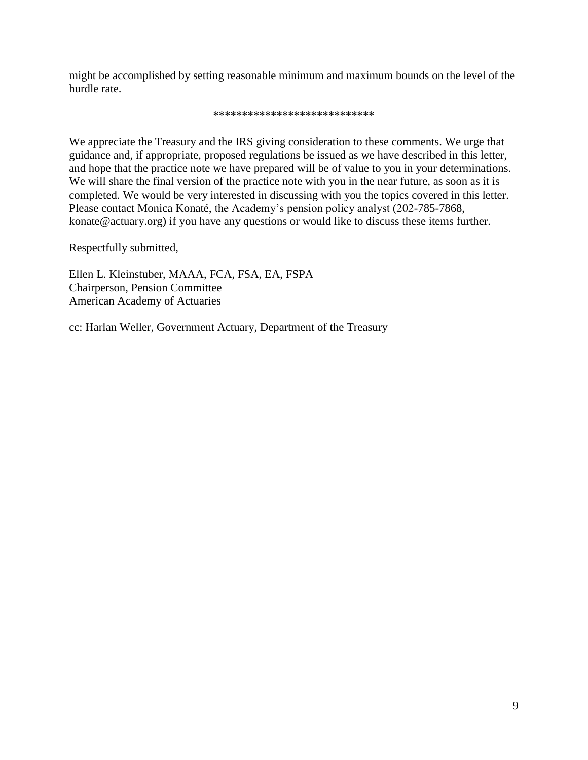might be accomplished by setting reasonable minimum and maximum bounds on the level of the hurdle rate.

****************************

We appreciate the Treasury and the IRS giving consideration to these comments. We urge that guidance and, if appropriate, proposed regulations be issued as we have described in this letter, and hope that the practice note we have prepared will be of value to you in your determinations. We will share the final version of the practice note with you in the near future, as soon as it is completed. We would be very interested in discussing with you the topics covered in this letter. Please contact Monica Konaté, the Academy's pension policy analyst (202-785-7868, konate@actuary.org) if you have any questions or would like to discuss these items further.

Respectfully submitted,

Ellen L. Kleinstuber, MAAA, FCA, FSA, EA, FSPA  
Chairperson, Pension Committee  
American Academy of Actuaries

cc: Harlan Weller, Government Actuary, Department of the Treasury